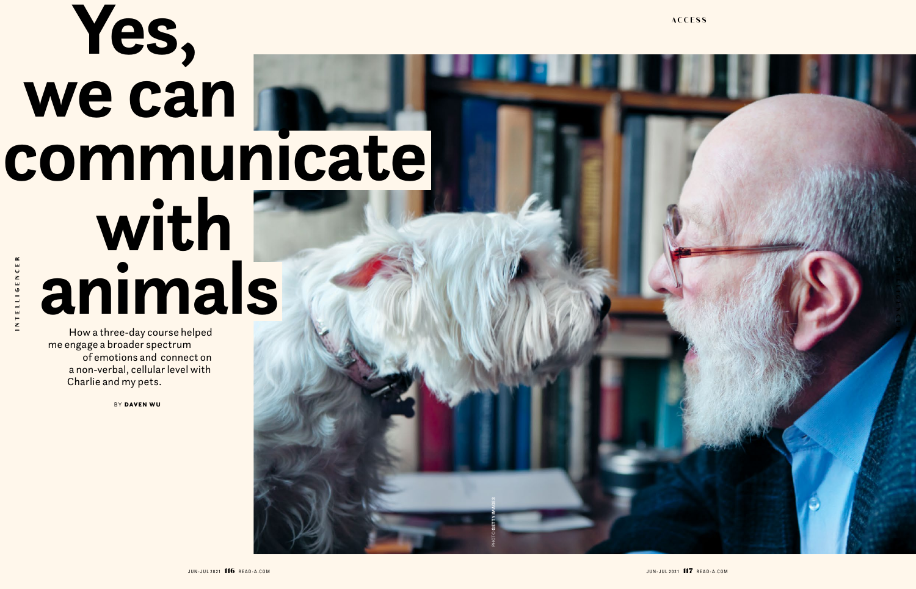# Yes, we can communicate with animals

How a three-day course helped me engage a broader spectrum of emotions and connect on a non-verbal, cellular level with Charlie and my pets.

BY **DAVEN WU**

PHOTO GETTY IMAGES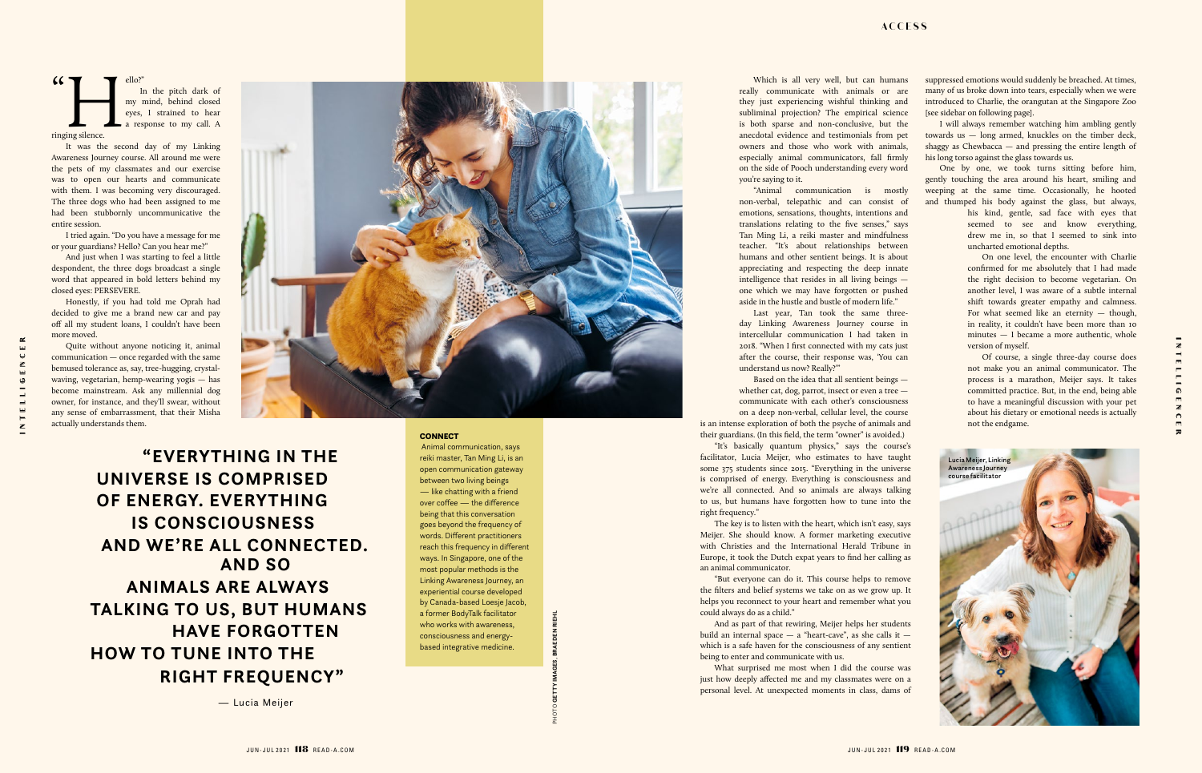"Hello?"

In the pitch dark of my mind, behind closed eyes, I strained to hear a response to my call. A ringing silence.

It was the second day of my Linking Awareness Journey course. All around me were the pets of my classmates and our exercise was to open our hearts and communicate with them. I was becoming very discouraged. The three dogs who had been assigned to me had been stubbornly uncommunicative the entire session.

I tried again. "Do you have a message for me or your guardians? Hello? Can you hear me?"

And just when I was starting to feel a little despondent, the three dogs broadcast a single word that appeared in bold letters behind my closed eyes: PERSEVERE.

Honestly, if you had told me Oprah had decided to give me a brand new car and pay off all my student loans, I couldn't have been more moved.

Quite without anyone noticing it, animal communication — once regarded with the same bemused tolerance as, say, tree-hugging, crystal-waving, vegetarian, hemp-wearing yogis — has become mainstream. Ask any millennial dog owner, for instance, and they'll swear, without any sense of embarrassment, that their Misha actually understands them.

> **"EVERYTHING IN THE UNIVERSE IS COMPRISED OF ENERGY. EVERYTHING IS CONSCIOUSNESS AND WE'RE ALL CONNECTED. AND SO ANIMALS ARE ALWAYS TALKING TO US, BUT HUMANS HAVE FORGOTTEN HOW TO TUNE INTO THE RIGHT FREQUENCY"**
>
> — Lucia Meijer

**CONNECT**

Animal communication, says reiki master, Tan Ming Li, is an open communication gateway between two living beings — like chatting with a friend over coffee — the difference being that this conversation goes beyond the frequency of words. Different practitioners reach this frequency in different ways. In Singapore, one of the most popular methods is the Linking Awareness Journey, an experiential course developed by Canada-based Loesje Jacob, a former BodyTalk facilitator who works with awareness, consciousness and energy-based integrative medicine.

PHOTO GETTY IMAGES, BRAEDEN RIEHL

Which is all very well, but can humans really communicate with animals or are they just experiencing wishful thinking and subliminal projection? The empirical science is both sparse and non-conclusive, but the anecdotal evidence and testimonials from pet owners and those who work with animals, especially animal communicators, fall firmly on the side of Pooch understanding every word you're saying to it.

"Animal communication is mostly non-verbal, telepathic and can consist of emotions, sensations, thoughts, intentions and translations relating to the five senses," says Tan Ming Li, a reiki master and mindfulness teacher. "It's about relationships between humans and other sentient beings. It is about appreciating and respecting the deep innate intelligence that resides in all living beings — one which we may have forgotten or pushed aside in the hustle and bustle of modern life."

Last year, Tan took the same three-day Linking Awareness Journey course in intercellular communication I had taken in 2018. "When I first connected with my cats just after the course, their response was, 'You can understand us now? Really?'"

Based on the idea that all sentient beings — whether cat, dog, parrot, insect or even a tree — communicate with each other's consciousness on a deep non-verbal, cellular level, the course is an intense exploration of both the psyche of animals and their guardians. (In this field, the term "owner" is avoided.)

"It's basically quantum physics," says the course's facilitator, Lucia Meijer, who estimates to have taught some 375 students since 2015. "Everything in the universe is comprised of energy. Everything is consciousness and we're all connected. And so animals are always talking to us, but humans have forgotten how to tune into the right frequency."

The key is to listen with the heart, which isn't easy, says Meijer. She should know. A former marketing executive with Christies and the International Herald Tribune in Europe, it took the Dutch expat years to find her calling as an animal communicator.

"But everyone can do it. This course helps to remove the filters and belief systems we take on as we grow up. It helps you reconnect to your heart and remember what you could always do as a child."

And as part of that rewiring, Meijer helps her students build an internal space — a "heart-cave", as she calls it — which is a safe haven for the consciousness of any sentient being to enter and communicate with us.

What surprised me most when I did the course was just how deeply affected me and my classmates were on a personal level. At unexpected moments in class, dams of suppressed emotions would suddenly be breached. At times, many of us broke down into tears, especially when we were introduced to Charlie, the orangutan at the Singapore Zoo [see sidebar on following page].

I will always remember watching him ambling gently towards us — long armed, knuckles on the timber deck, shaggy as Chewbacca — and pressing the entire length of his long torso against the glass towards us.

One by one, we took turns sitting before him, gently touching the area around his heart, smiling and weeping at the same time. Occasionally, he hooted and thumped his body against the glass, but always, his kind, gentle, sad face with eyes that seemed to see and know everything, drew me in, so that I seemed to sink into uncharted emotional depths.

On one level, the encounter with Charlie confirmed for me absolutely that I had made the right decision to become vegetarian. On another level, I was aware of a subtle internal shift towards greater empathy and calmness. For what seemed like an eternity — though, in reality, it couldn't have been more than 10 minutes — I became a more authentic, whole version of myself.

Of course, a single three-day course does not make you an animal communicator. The process is a marathon, Meijer says. It takes committed practice. But, in the end, being able to have a meaningful discussion with your pet about his dietary or emotional needs is actually not the endgame.

Lucia Meijer, Linking Awareness Journey course facilitator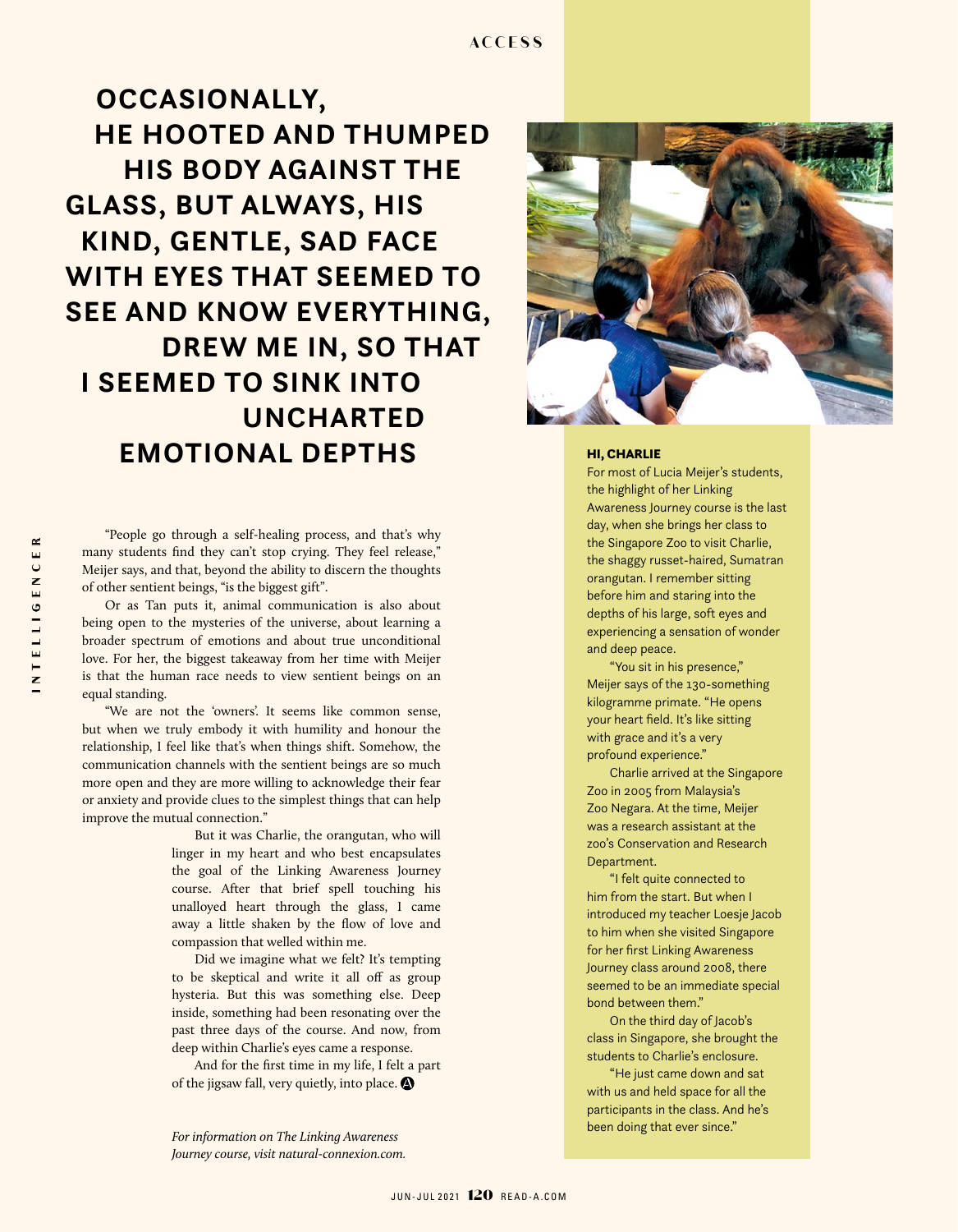**OCCASIONALLY, HE HOOTED AND THUMPED HIS BODY AGAINST THE GLASS, BUT ALWAYS, HIS KIND, GENTLE, SAD FACE WITH EYES THAT SEEMED TO SEE AND KNOW EVERYTHING, DREW ME IN, SO THAT I SEEMED TO SINK INTO UNCHARTED EMOTIONAL DEPTHS**

"People go through a self-healing process, and that's why many students find they can't stop crying. They feel release," Meijer says, and that, beyond the ability to discern the thoughts of other sentient beings, "is the biggest gift".

Or as Tan puts it, animal communication is also about being open to the mysteries of the universe, about learning a broader spectrum of emotions and about true unconditional love. For her, the biggest takeaway from her time with Meijer is that the human race needs to view sentient beings on an equal standing.

"We are not the 'owners'. It seems like common sense, but when we truly embody it with humility and honour the relationship, I feel like that's when things shift. Somehow, the communication channels with the sentient beings are so much more open and they are more willing to acknowledge their fear or anxiety and provide clues to the simplest things that can help improve the mutual connection."

But it was Charlie, the orangutan, who will linger in my heart and who best encapsulates the goal of the Linking Awareness Journey course. After that brief spell touching his unalloyed heart through the glass, I came away a little shaken by the flow of love and compassion that welled within me.

Did we imagine what we felt? It's tempting to be skeptical and write it all off as group hysteria. But this was something else. Deep inside, something had been resonating over the past three days of the course. And now, from deep within Charlie's eyes came a response.

And for the first time in my life, I felt a part of the jigsaw fall, very quietly, into place.

*For information on The Linking Awareness Journey course, visit natural-connexion.com.*

**HI, CHARLIE**

For most of Lucia Meijer's students, the highlight of her Linking Awareness Journey course is the last day, when she brings her class to the Singapore Zoo to visit Charlie, the shaggy russet-haired, Sumatran orangutan. I remember sitting before him and staring into the depths of his large, soft eyes and experiencing a sensation of wonder and deep peace.

"You sit in his presence," Meijer says of the 130-something kilogramme primate. "He opens your heart field. It's like sitting with grace and it's a very profound experience."

Charlie arrived at the Singapore Zoo in 2005 from Malaysia's Zoo Negara. At the time, Meijer was a research assistant at the zoo's Conservation and Research Department.

"I felt quite connected to him from the start. But when I introduced my teacher Loesje Jacob to him when she visited Singapore for her first Linking Awareness Journey class around 2008, there seemed to be an immediate special bond between them."

On the third day of Jacob's class in Singapore, she brought the students to Charlie's enclosure.

"He just came down and sat with us and held space for all the participants in the class. And he's been doing that ever since."